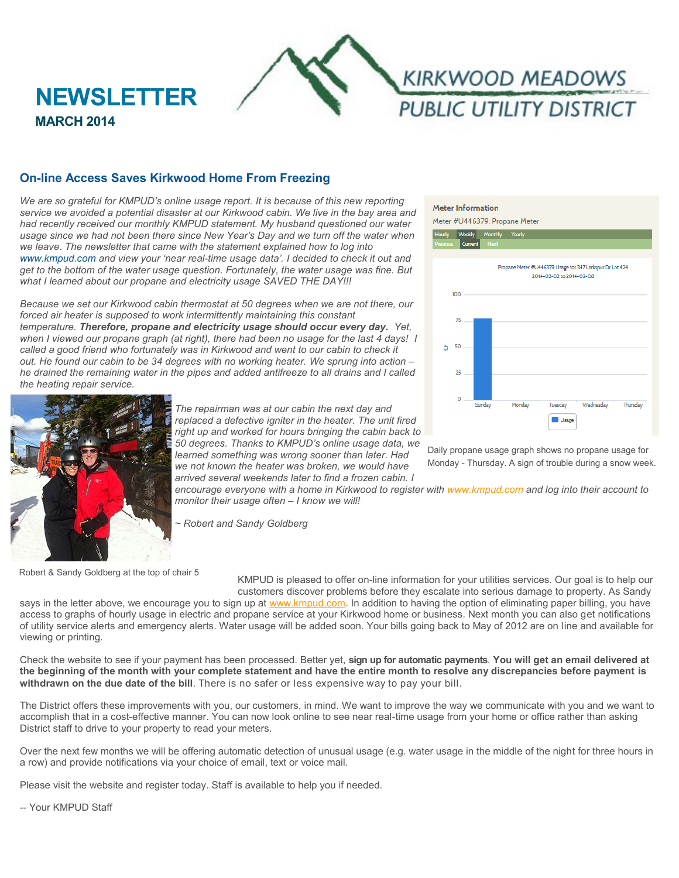# NEWSLETTER

**MARCH 2014**

KIRKWOOD MEADOWS PUBLIC UTILITY DISTRICT

## On-line Access Saves Kirkwood Home From Freezing

*We are so grateful for KMPUD's online usage report. It is because of this new reporting service we avoided a potential disaster at our Kirkwood cabin. We live in the bay area and had recently received our monthly KMPUD statement. My husband questioned our water usage since we had not been there since New Year's Day and we turn off the water when we leave. The newsletter that came with the statement explained how to log into www.kmpud.com and view your 'near real-time usage data'. I decided to check it out and get to the bottom of the water usage question. Fortunately, the water usage was fine. But what I learned about our propane and electricity usage SAVED THE DAY!!!*

*Because we set our Kirkwood cabin thermostat at 50 degrees when we are not there, our forced air heater is supposed to work intermittently maintaining this constant temperature.* ***Therefore, propane and electricity usage should occur every day.*** *Yet, when I viewed our propane graph (at right), there had been no usage for the last 4 days! I called a good friend who fortunately was in Kirkwood and went to our cabin to check it out. He found our cabin to be 34 degrees with no working heater. We sprung into action – he drained the remaining water in the pipes and added antifreeze to all drains and I called the heating repair service.*

*The repairman was at our cabin the next day and replaced a defective igniter in the heater. The unit fired right up and worked for hours bringing the cabin back to 50 degrees. Thanks to KMPUD's online usage data, we learned something was wrong sooner than later. Had we not known the heater was broken, we would have arrived several weekends later to find a frozen cabin. I encourage everyone with a home in Kirkwood to register with www.kmpud.com and log into their account to monitor their usage often – I know we will!*

*~ Robert and Sandy Goldberg*

Robert & Sandy Goldberg at the top of chair 5

Meter Information

Meter #U446379: Propane Meter

Hourly | Weekly | Monthly | Yearly

Previous | Current | Next

Propane Meter #U446379 Usage for 347 Larkspur Dr Lot 424
2014-02-02 to 2014-02-08

Daily propane usage graph shows no propane usage for Monday - Thursday. A sign of trouble during a snow week.

KMPUD is pleased to offer on-line information for your utilities services. Our goal is to help our customers discover problems before they escalate into serious damage to property. As Sandy says in the letter above, we encourage you to sign up at www.kmpud.com. In addition to having the option of eliminating paper billing, you have access to graphs of hourly usage in electric and propane service at your Kirkwood home or business. Next month you can also get notifications of utility service alerts and emergency alerts. Water usage will be added soon. Your bills going back to May of 2012 are on line and available for viewing or printing.

Check the website to see if your payment has been processed. Better yet, **sign up for automatic payments**. **You will get an email delivered at the beginning of the month with your complete statement and have the entire month to resolve any discrepancies before payment is withdrawn on the due date of the bill**. There is no safer or less expensive way to pay your bill.

The District offers these improvements with you, our customers, in mind. We want to improve the way we communicate with you and we want to accomplish that in a cost-effective manner. You can now look online to see near real-time usage from your home or office rather than asking District staff to drive to your property to read your meters.

Over the next few months we will be offering automatic detection of unusual usage (e.g. water usage in the middle of the night for three hours in a row) and provide notifications via your choice of email, text or voice mail.

Please visit the website and register today. Staff is available to help you if needed.

-- Your KMPUD Staff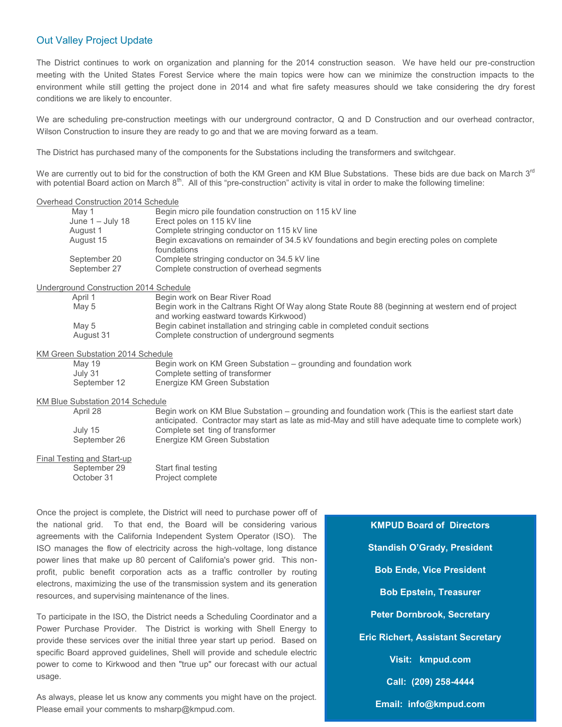## Out Valley Project Update

The District continues to work on organization and planning for the 2014 construction season. We have held our pre-construction meeting with the United States Forest Service where the main topics were how can we minimize the construction impacts to the environment while still getting the project done in 2014 and what fire safety measures should we take considering the dry forest conditions we are likely to encounter.

We are scheduling pre-construction meetings with our underground contractor, Q and D Construction and our overhead contractor, Wilson Construction to insure they are ready to go and that we are moving forward as a team.

The District has purchased many of the components for the Substations including the transformers and switchgear.

We are currently out to bid for the construction of both the KM Green and KM Blue Substations. These bids are due back on March 3rd with potential Board action on March 8th. All of this "pre-construction" activity is vital in order to make the following timeline:

Overhead Construction 2014 Schedule

| | |
|---|---|
| May 1 | Begin micro pile foundation construction on 115 kV line |
| June 1 – July 18 | Erect poles on 115 kV line |
| August 1 | Complete stringing conductor on 115 kV line |
| August 15 | Begin excavations on remainder of 34.5 kV foundations and begin erecting poles on complete foundations |
| September 20 | Complete stringing conductor on 34.5 kV line |
| September 27 | Complete construction of overhead segments |

Underground Construction 2014 Schedule

| | |
|---|---|
| April 1 | Begin work on Bear River Road |
| May 5 | Begin work in the Caltrans Right Of Way along State Route 88 (beginning at western end of project and working eastward towards Kirkwood) |
| May 5 | Begin cabinet installation and stringing cable in completed conduit sections |
| August 31 | Complete construction of underground segments |

KM Green Substation 2014 Schedule

| | |
|---|---|
| May 19 | Begin work on KM Green Substation – grounding and foundation work |
| July 31 | Complete setting of transformer |
| September 12 | Energize KM Green Substation |

KM Blue Substation 2014 Schedule

| | |
|---|---|
| April 28 | Begin work on KM Blue Substation – grounding and foundation work (This is the earliest start date anticipated. Contractor may start as late as mid-May and still have adequate time to complete work) |
| July 15 | Complete set ting of transformer |
| September 26 | Energize KM Green Substation |

Final Testing and Start-up

| | |
|---|---|
| September 29 | Start final testing |
| October 31 | Project complete |

Once the project is complete, the District will need to purchase power off of the national grid. To that end, the Board will be considering various agreements with the California Independent System Operator (ISO). The ISO manages the flow of electricity across the high-voltage, long distance power lines that make up 80 percent of California's power grid. This non-profit, public benefit corporation acts as a traffic controller by routing electrons, maximizing the use of the transmission system and its generation resources, and supervising maintenance of the lines.

To participate in the ISO, the District needs a Scheduling Coordinator and a Power Purchase Provider. The District is working with Shell Energy to provide these services over the initial three year start up period. Based on specific Board approved guidelines, Shell will provide and schedule electric power to come to Kirkwood and then "true up" our forecast with our actual usage.

As always, please let us know any comments you might have on the project. Please email your comments to msharp@kmpud.com.

**KMPUD Board of Directors**

**Standish O'Grady, President**

**Bob Ende, Vice President**

**Bob Epstein, Treasurer**

**Peter Dornbrook, Secretary**

**Eric Richert, Assistant Secretary**

**Visit: kmpud.com**

**Call: (209) 258-4444**

**Email: info@kmpud.com**